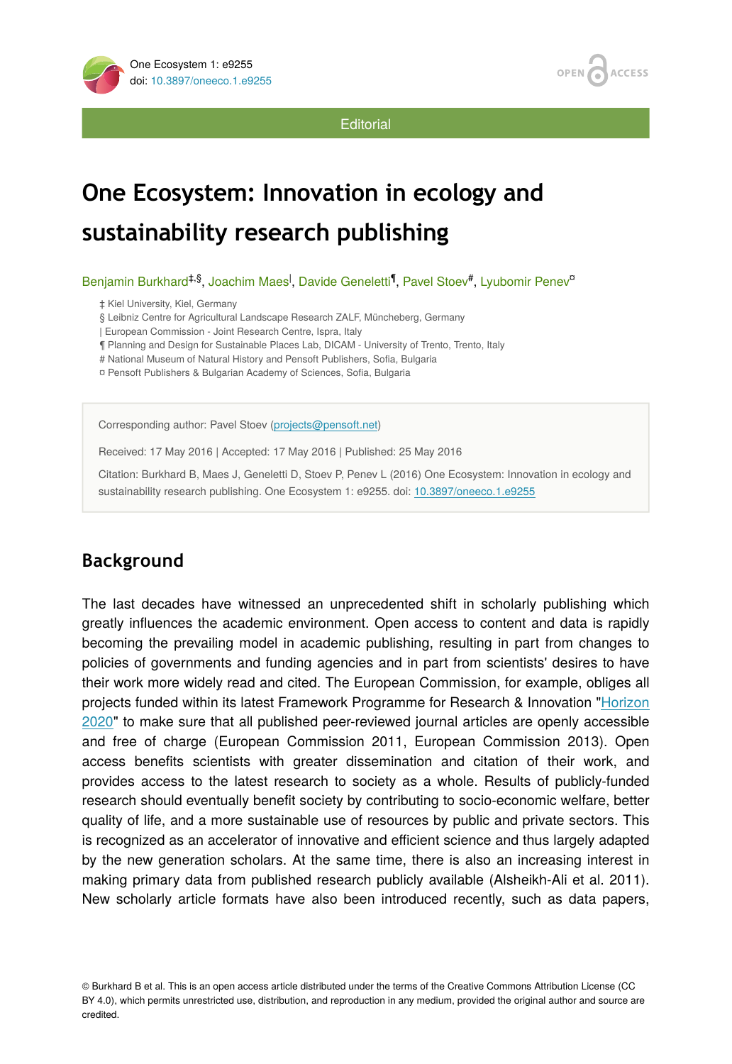Editorial

# One Ecosystem: Innovation in ecology and sustainability research publishing

Benjamin Burkhard[‡,§], Joachim Maes[|], Davide Geneletti[¶], Pavel Stoev[#], Lyubomir Penev[¤]

‡ Kiel University, Kiel, Germany
§ Leibniz Centre for Agricultural Landscape Research ZALF, Müncheberg, Germany
| European Commission - Joint Research Centre, Ispra, Italy
¶ Planning and Design for Sustainable Places Lab, DICAM - University of Trento, Trento, Italy
# National Museum of Natural History and Pensoft Publishers, Sofia, Bulgaria
¤ Pensoft Publishers & Bulgarian Academy of Sciences, Sofia, Bulgaria

Corresponding author: Pavel Stoev (projects@pensoft.net)

Received: 17 May 2016 | Accepted: 17 May 2016 | Published: 25 May 2016

Citation: Burkhard B, Maes J, Geneletti D, Stoev P, Penev L (2016) One Ecosystem: Innovation in ecology and sustainability research publishing. One Ecosystem 1: e9255. doi: 10.3897/oneeco.1.e9255

## Background

The last decades have witnessed an unprecedented shift in scholarly publishing which greatly influences the academic environment. Open access to content and data is rapidly becoming the prevailing model in academic publishing, resulting in part from changes to policies of governments and funding agencies and in part from scientists' desires to have their work more widely read and cited. The European Commission, for example, obliges all projects funded within its latest Framework Programme for Research & Innovation "Horizon 2020" to make sure that all published peer-reviewed journal articles are openly accessible and free of charge (European Commission 2011, European Commission 2013). Open access benefits scientists with greater dissemination and citation of their work, and provides access to the latest research to society as a whole. Results of publicly-funded research should eventually benefit society by contributing to socio-economic welfare, better quality of life, and a more sustainable use of resources by public and private sectors. This is recognized as an accelerator of innovative and efficient science and thus largely adapted by the new generation scholars. At the same time, there is also an increasing interest in making primary data from published research publicly available (Alsheikh-Ali et al. 2011). New scholarly article formats have also been introduced recently, such as data papers,

© Burkhard B et al. This is an open access article distributed under the terms of the Creative Commons Attribution License (CC BY 4.0), which permits unrestricted use, distribution, and reproduction in any medium, provided the original author and source are credited.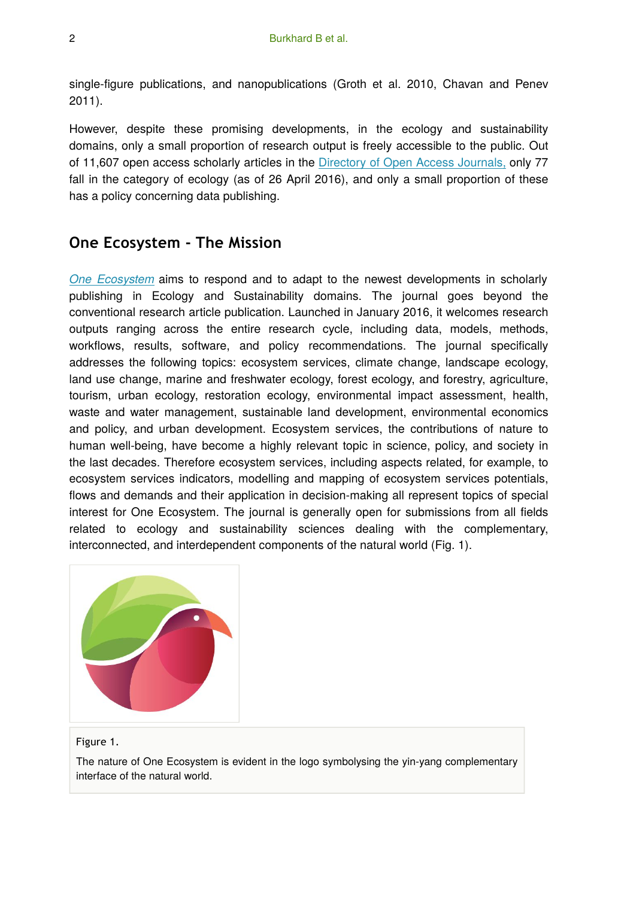single-figure publications, and nanopublications (Groth et al. 2010, Chavan and Penev 2011).

However, despite these promising developments, in the ecology and sustainability domains, only a small proportion of research output is freely accessible to the public. Out of 11,607 open access scholarly articles in the [Directory of Open Access Journals,](https://doaj.org/) only 77 fall in the category of ecology (as of 26 April 2016), and only a small proportion of these has a policy concerning data publishing.

## One Ecosystem - The Mission

*[One Ecosystem](http://oneecosystem.pensoft.net/)* aims to respond and to adapt to the newest developments in scholarly publishing in Ecology and Sustainability domains. The journal goes beyond the conventional research article publication. Launched in January 2016, it welcomes research outputs ranging across the entire research cycle, including data, models, methods, workflows, results, software, and policy recommendations. The journal specifically addresses the following topics: ecosystem services, climate change, landscape ecology, land use change, marine and freshwater ecology, forest ecology, and forestry, agriculture, tourism, urban ecology, restoration ecology, environmental impact assessment, health, waste and water management, sustainable land development, environmental economics and policy, and urban development. Ecosystem services, the contributions of nature to human well-being, have become a highly relevant topic in science, policy, and society in the last decades. Therefore ecosystem services, including aspects related, for example, to ecosystem services indicators, modelling and mapping of ecosystem services potentials, flows and demands and their application in decision-making all represent topics of special interest for One Ecosystem. The journal is generally open for submissions from all fields related to ecology and sustainability sciences dealing with the complementary, interconnected, and interdependent components of the natural world (Fig. 1).

Figure 1.

The nature of One Ecosystem is evident in the logo symbolysing the yin-yang complementary interface of the natural world.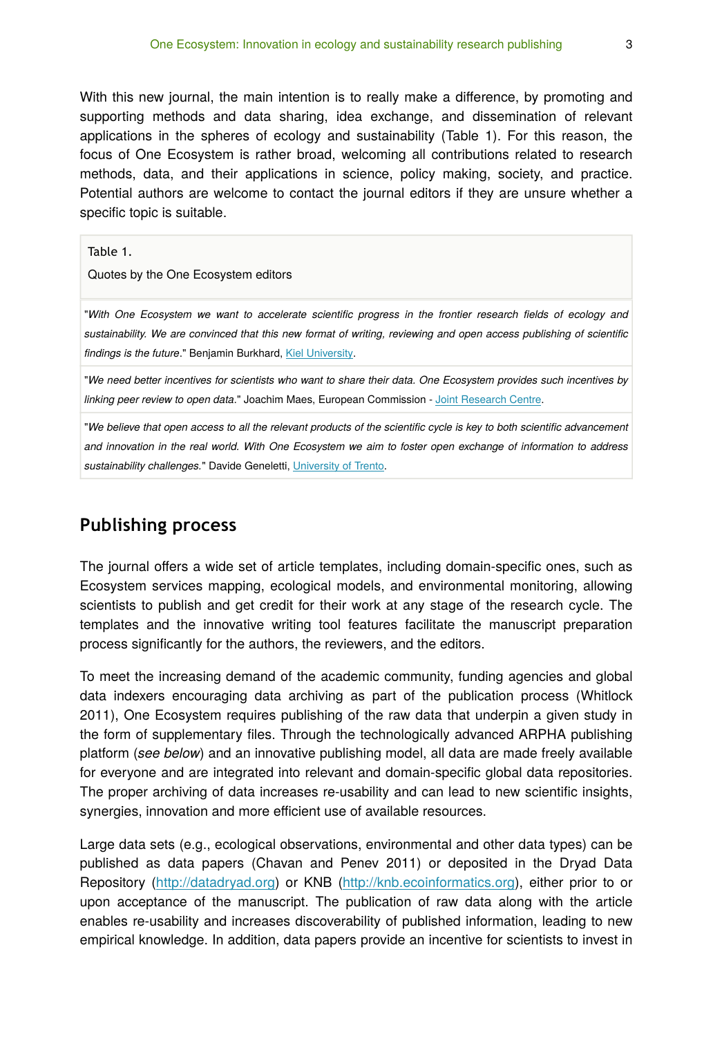With this new journal, the main intention is to really make a difference, by promoting and supporting methods and data sharing, idea exchange, and dissemination of relevant applications in the spheres of ecology and sustainability (Table 1). For this reason, the focus of One Ecosystem is rather broad, welcoming all contributions related to research methods, data, and their applications in science, policy making, society, and practice. Potential authors are welcome to contact the journal editors if they are unsure whether a specific topic is suitable.

Table 1.

Quotes by the One Ecosystem editors

| |
|---|
| "*With One Ecosystem we want to accelerate scientific progress in the frontier research fields of ecology and sustainability. We are convinced that this new format of writing, reviewing and open access publishing of scientific findings is the future*." Benjamin Burkhard, Kiel University. |
| "*We need better incentives for scientists who want to share their data. One Ecosystem provides such incentives by linking peer review to open data*." Joachim Maes, European Commission - Joint Research Centre. |
| "*We believe that open access to all the relevant products of the scientific cycle is key to both scientific advancement and innovation in the real world. With One Ecosystem we aim to foster open exchange of information to address sustainability challenges.*" Davide Geneletti, University of Trento. |

## Publishing process

The journal offers a wide set of article templates, including domain-specific ones, such as Ecosystem services mapping, ecological models, and environmental monitoring, allowing scientists to publish and get credit for their work at any stage of the research cycle. The templates and the innovative writing tool features facilitate the manuscript preparation process significantly for the authors, the reviewers, and the editors.

To meet the increasing demand of the academic community, funding agencies and global data indexers encouraging data archiving as part of the publication process (Whitlock 2011), One Ecosystem requires publishing of the raw data that underpin a given study in the form of supplementary files. Through the technologically advanced ARPHA publishing platform (*see below*) and an innovative publishing model, all data are made freely available for everyone and are integrated into relevant and domain-specific global data repositories. The proper archiving of data increases re-usability and can lead to new scientific insights, synergies, innovation and more efficient use of available resources.

Large data sets (e.g., ecological observations, environmental and other data types) can be published as data papers (Chavan and Penev 2011) or deposited in the Dryad Data Repository (http://datadryad.org) or KNB (http://knb.ecoinformatics.org), either prior to or upon acceptance of the manuscript. The publication of raw data along with the article enables re-usability and increases discoverability of published information, leading to new empirical knowledge. In addition, data papers provide an incentive for scientists to invest in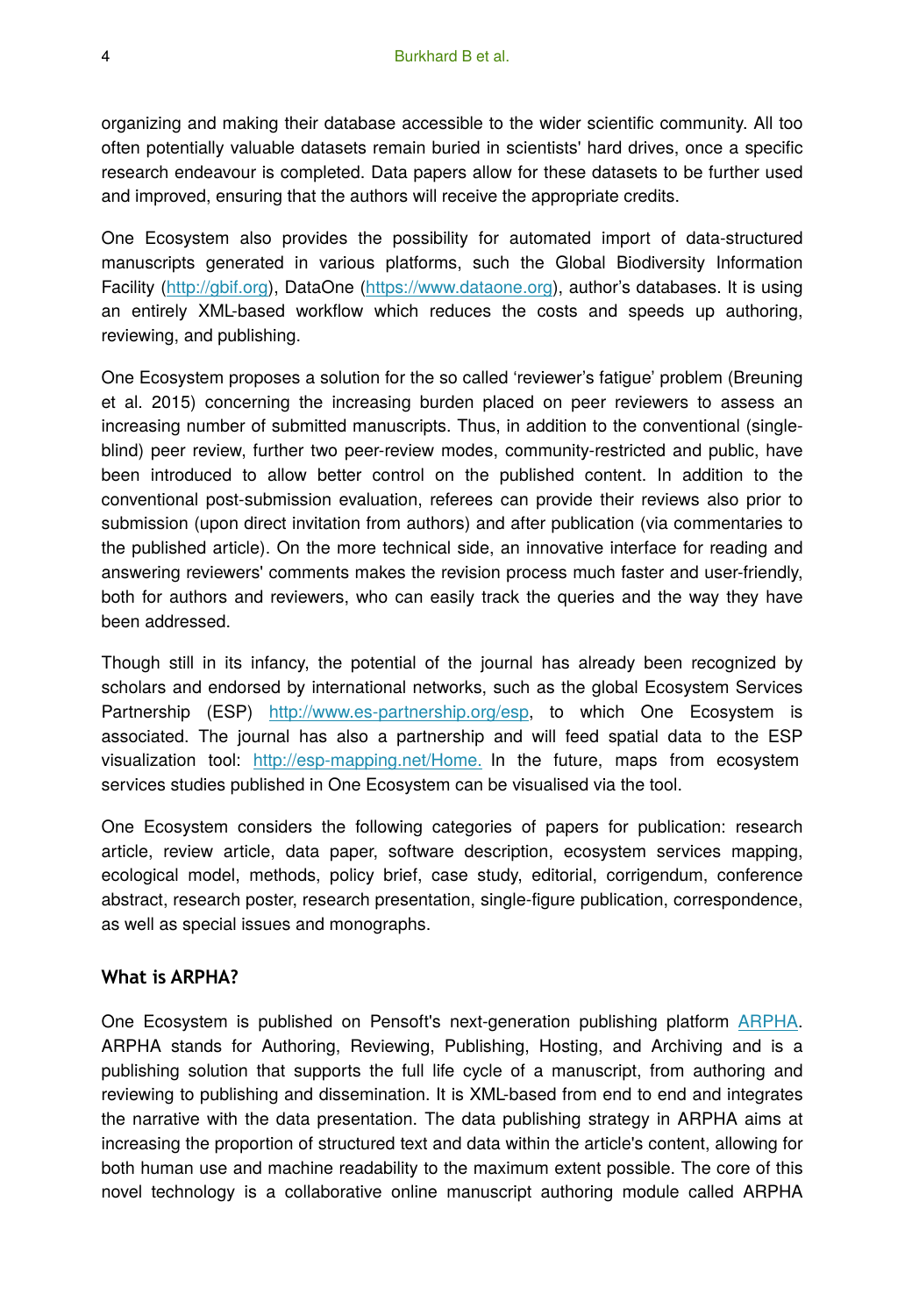organizing and making their database accessible to the wider scientific community. All too often potentially valuable datasets remain buried in scientists' hard drives, once a specific research endeavour is completed. Data papers allow for these datasets to be further used and improved, ensuring that the authors will receive the appropriate credits.

One Ecosystem also provides the possibility for automated import of data-structured manuscripts generated in various platforms, such the Global Biodiversity Information Facility (http://gbif.org), DataOne (https://www.dataone.org), author's databases. It is using an entirely XML-based workflow which reduces the costs and speeds up authoring, reviewing, and publishing.

One Ecosystem proposes a solution for the so called 'reviewer's fatigue' problem (Breuning et al. 2015) concerning the increasing burden placed on peer reviewers to assess an increasing number of submitted manuscripts. Thus, in addition to the conventional (single-blind) peer review, further two peer-review modes, community-restricted and public, have been introduced to allow better control on the published content. In addition to the conventional post-submission evaluation, referees can provide their reviews also prior to submission (upon direct invitation from authors) and after publication (via commentaries to the published article). On the more technical side, an innovative interface for reading and answering reviewers' comments makes the revision process much faster and user-friendly, both for authors and reviewers, who can easily track the queries and the way they have been addressed.

Though still in its infancy, the potential of the journal has already been recognized by scholars and endorsed by international networks, such as the global Ecosystem Services Partnership (ESP) http://www.es-partnership.org/esp, to which One Ecosystem is associated. The journal has also a partnership and will feed spatial data to the ESP visualization tool: http://esp-mapping.net/Home. In the future, maps from ecosystem services studies published in One Ecosystem can be visualised via the tool.

One Ecosystem considers the following categories of papers for publication: research article, review article, data paper, software description, ecosystem services mapping, ecological model, methods, policy brief, case study, editorial, corrigendum, conference abstract, research poster, research presentation, single-figure publication, correspondence, as well as special issues and monographs.

### What is ARPHA?

One Ecosystem is published on Pensoft's next-generation publishing platform ARPHA. ARPHA stands for Authoring, Reviewing, Publishing, Hosting, and Archiving and is a publishing solution that supports the full life cycle of a manuscript, from authoring and reviewing to publishing and dissemination. It is XML-based from end to end and integrates the narrative with the data presentation. The data publishing strategy in ARPHA aims at increasing the proportion of structured text and data within the article's content, allowing for both human use and machine readability to the maximum extent possible. The core of this novel technology is a collaborative online manuscript authoring module called ARPHA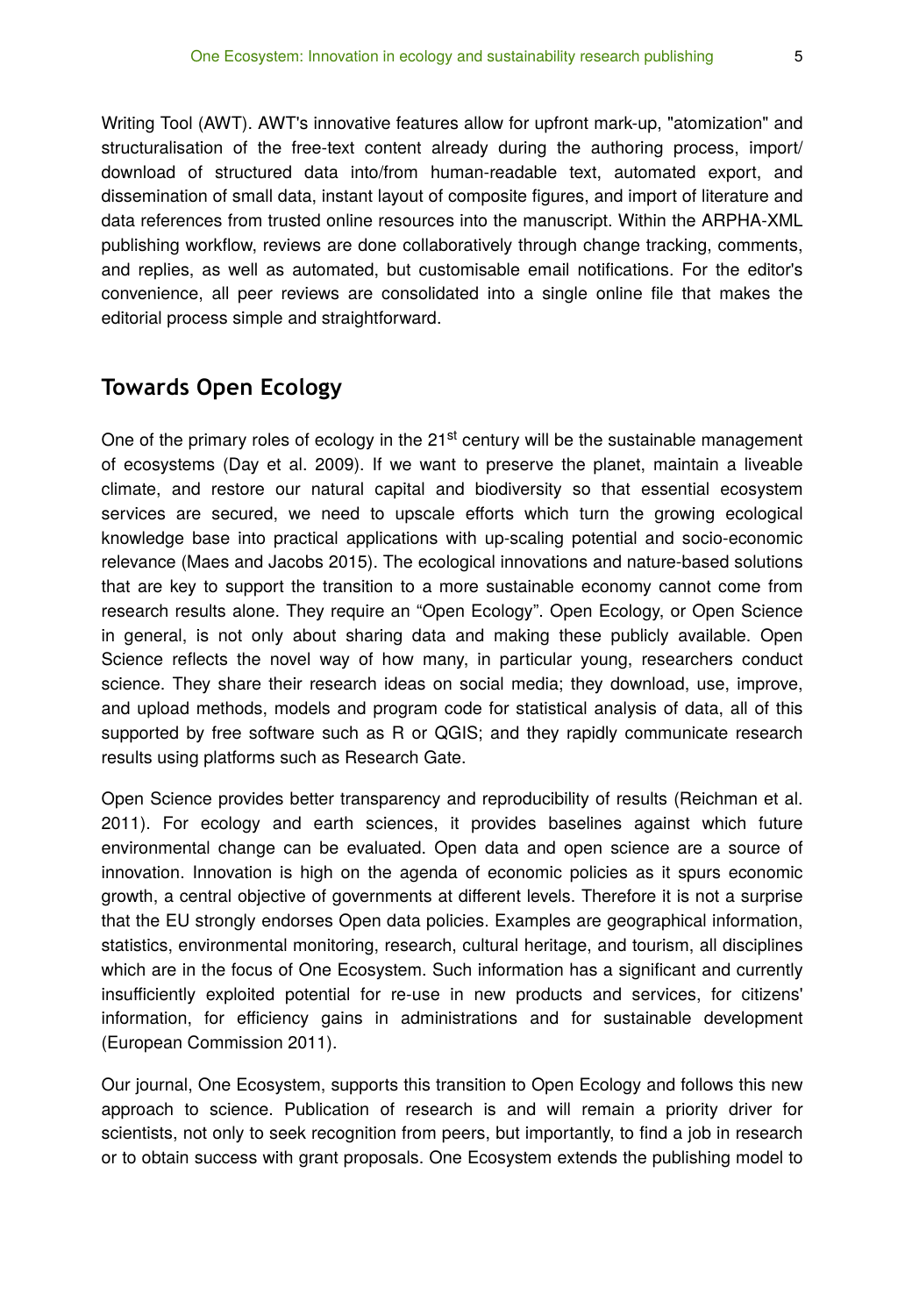Writing Tool (AWT). AWT's innovative features allow for upfront mark-up, "atomization" and structuralisation of the free-text content already during the authoring process, import/ download of structured data into/from human-readable text, automated export, and dissemination of small data, instant layout of composite figures, and import of literature and data references from trusted online resources into the manuscript. Within the ARPHA-XML publishing workflow, reviews are done collaboratively through change tracking, comments, and replies, as well as automated, but customisable email notifications. For the editor's convenience, all peer reviews are consolidated into a single online file that makes the editorial process simple and straightforward.

## Towards Open Ecology

One of the primary roles of ecology in the 21st century will be the sustainable management of ecosystems (Day et al. 2009). If we want to preserve the planet, maintain a liveable climate, and restore our natural capital and biodiversity so that essential ecosystem services are secured, we need to upscale efforts which turn the growing ecological knowledge base into practical applications with up-scaling potential and socio-economic relevance (Maes and Jacobs 2015). The ecological innovations and nature-based solutions that are key to support the transition to a more sustainable economy cannot come from research results alone. They require an "Open Ecology". Open Ecology, or Open Science in general, is not only about sharing data and making these publicly available. Open Science reflects the novel way of how many, in particular young, researchers conduct science. They share their research ideas on social media; they download, use, improve, and upload methods, models and program code for statistical analysis of data, all of this supported by free software such as R or QGIS; and they rapidly communicate research results using platforms such as Research Gate.

Open Science provides better transparency and reproducibility of results (Reichman et al. 2011). For ecology and earth sciences, it provides baselines against which future environmental change can be evaluated. Open data and open science are a source of innovation. Innovation is high on the agenda of economic policies as it spurs economic growth, a central objective of governments at different levels. Therefore it is not a surprise that the EU strongly endorses Open data policies. Examples are geographical information, statistics, environmental monitoring, research, cultural heritage, and tourism, all disciplines which are in the focus of One Ecosystem. Such information has a significant and currently insufficiently exploited potential for re-use in new products and services, for citizens' information, for efficiency gains in administrations and for sustainable development (European Commission 2011).

Our journal, One Ecosystem, supports this transition to Open Ecology and follows this new approach to science. Publication of research is and will remain a priority driver for scientists, not only to seek recognition from peers, but importantly, to find a job in research or to obtain success with grant proposals. One Ecosystem extends the publishing model to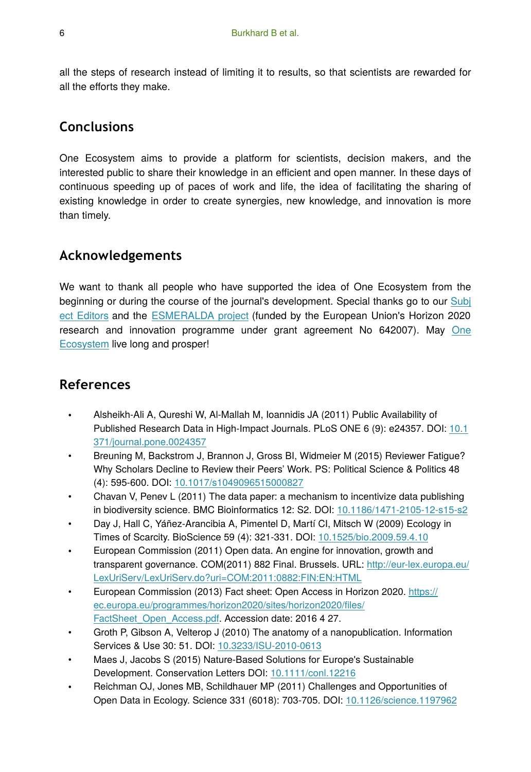all the steps of research instead of limiting it to results, so that scientists are rewarded for all the efforts they make.

## Conclusions

One Ecosystem aims to provide a platform for scientists, decision makers, and the interested public to share their knowledge in an efficient and open manner. In these days of continuous speeding up of paces of work and life, the idea of facilitating the sharing of existing knowledge in order to create synergies, new knowledge, and innovation is more than timely.

## Acknowledgements

We want to thank all people who have supported the idea of One Ecosystem from the beginning or during the course of the journal's development. Special thanks go to our Subject Editors and the ESMERALDA project (funded by the European Union's Horizon 2020 research and innovation programme under grant agreement No 642007). May One Ecosystem live long and prosper!

## References

- Alsheikh-Ali A, Qureshi W, Al-Mallah M, Ioannidis JA (2011) Public Availability of Published Research Data in High-Impact Journals. PLoS ONE 6 (9): e24357. DOI: 10.1371/journal.pone.0024357
- Breuning M, Backstrom J, Brannon J, Gross BI, Widmeier M (2015) Reviewer Fatigue? Why Scholars Decline to Review their Peers' Work. PS: Political Science & Politics 48 (4): 595-600. DOI: 10.1017/s1049096515000827
- Chavan V, Penev L (2011) The data paper: a mechanism to incentivize data publishing in biodiversity science. BMC Bioinformatics 12: S2. DOI: 10.1186/1471-2105-12-s15-s2
- Day J, Hall C, Yáñez-Arancibia A, Pimentel D, Martí CI, Mitsch W (2009) Ecology in Times of Scarcity. BioScience 59 (4): 321-331. DOI: 10.1525/bio.2009.59.4.10
- European Commission (2011) Open data. An engine for innovation, growth and transparent governance. COM(2011) 882 Final. Brussels. URL: http://eur-lex.europa.eu/LexUriServ/LexUriServ.do?uri=COM:2011:0882:FIN:EN:HTML
- European Commission (2013) Fact sheet: Open Access in Horizon 2020. https://ec.europa.eu/programmes/horizon2020/sites/horizon2020/files/FactSheet_Open_Access.pdf. Accession date: 2016 4 27.
- Groth P, Gibson A, Velterop J (2010) The anatomy of a nanopublication. Information Services & Use 30: 51. DOI: 10.3233/ISU-2010-0613
- Maes J, Jacobs S (2015) Nature-Based Solutions for Europe's Sustainable Development. Conservation Letters DOI: 10.1111/conl.12216
- Reichman OJ, Jones MB, Schildhauer MP (2011) Challenges and Opportunities of Open Data in Ecology. Science 331 (6018): 703-705. DOI: 10.1126/science.1197962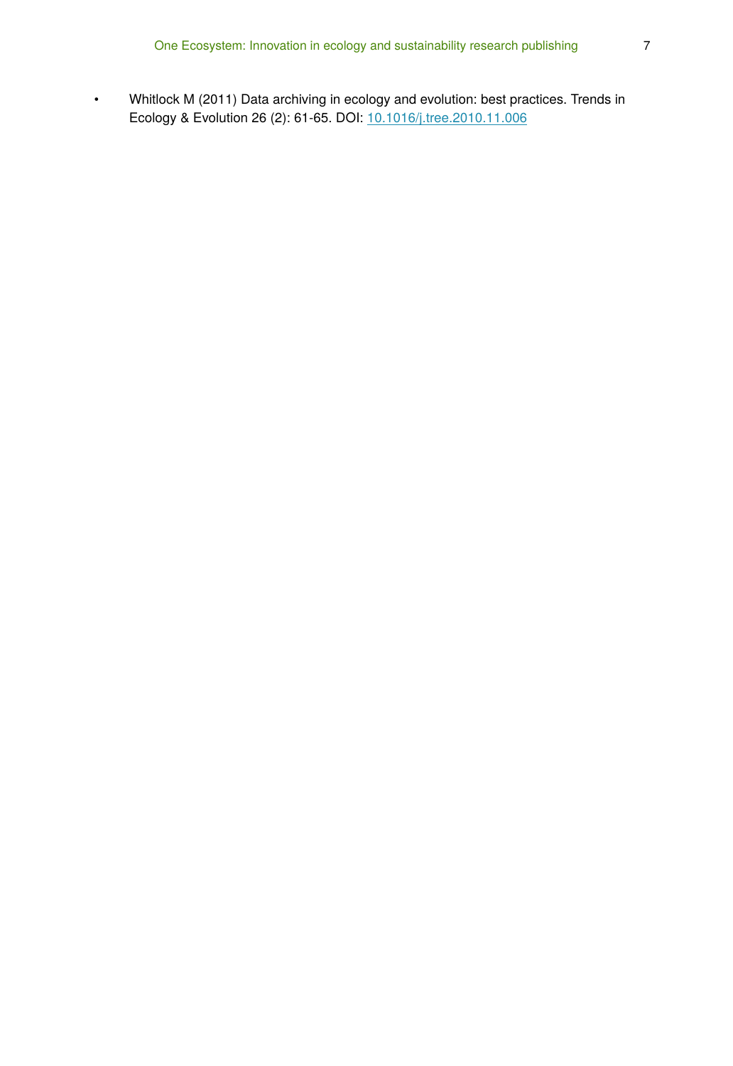- Whitlock M (2011) Data archiving in ecology and evolution: best practices. Trends in Ecology & Evolution 26 (2): 61-65. DOI: 10.1016/j.tree.2010.11.006